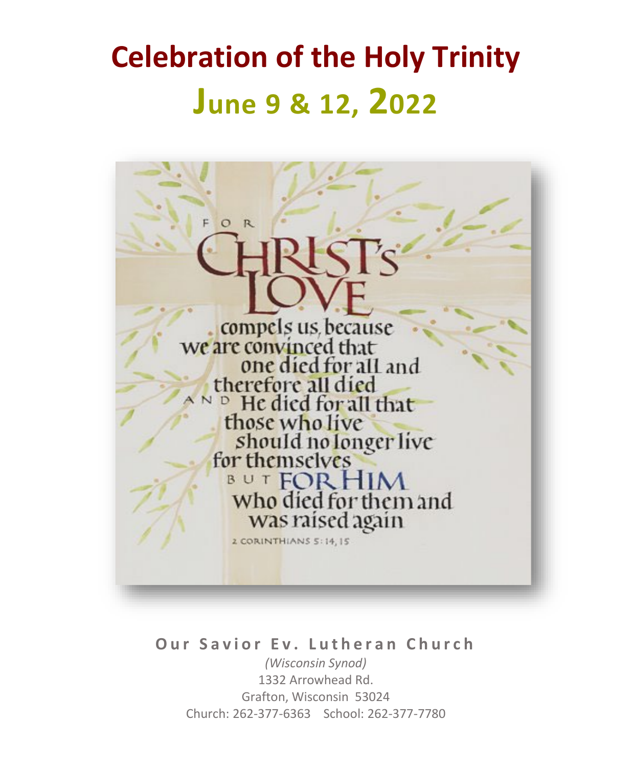# Celebration of the Holy Trinity

## June 9 & 12, 2022

FOR CHRIST'S LOVE compels us, because we are convinced that one died for all and therefore all died AND He died for all that those who live should no longer live for themselves BUT FOR HIM who died for them and was raised again

2 CORINTHIANS 5:14, 15

**Our Savior Ev. Lutheran Church**

*(Wisconsin Synod)*

1332 Arrowhead Rd.

Grafton, Wisconsin 53024

Church: 262-377-6363 School: 262-377-7780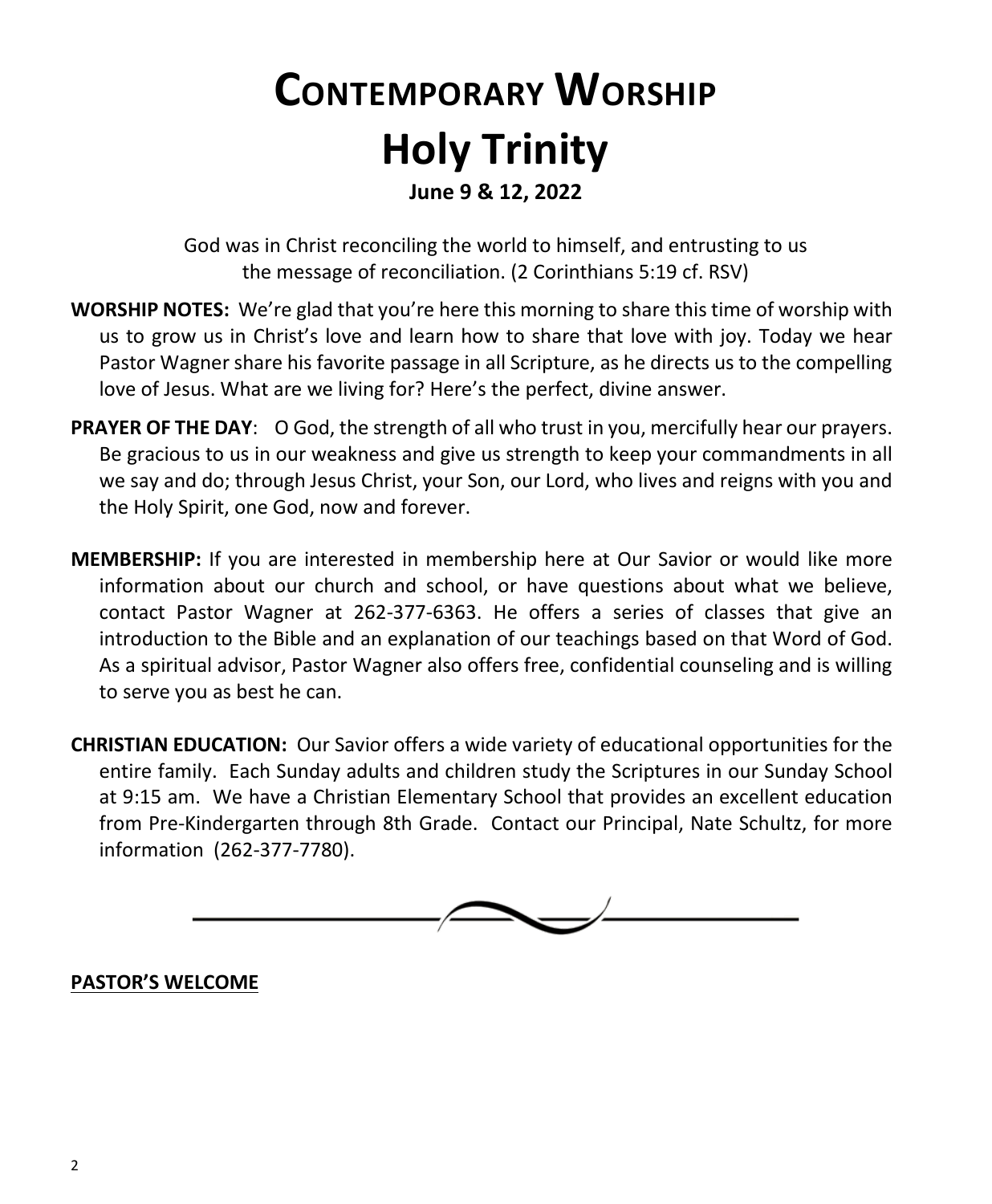# Contemporary Worship

# Holy Trinity

**June 9 & 12, 2022**

God was in Christ reconciling the world to himself, and entrusting to us the message of reconciliation. (2 Corinthians 5:19 cf. RSV)

**WORSHIP NOTES:** We're glad that you're here this morning to share this time of worship with us to grow us in Christ's love and learn how to share that love with joy. Today we hear Pastor Wagner share his favorite passage in all Scripture, as he directs us to the compelling love of Jesus. What are we living for? Here's the perfect, divine answer.

**PRAYER OF THE DAY**: O God, the strength of all who trust in you, mercifully hear our prayers. Be gracious to us in our weakness and give us strength to keep your commandments in all we say and do; through Jesus Christ, your Son, our Lord, who lives and reigns with you and the Holy Spirit, one God, now and forever.

**MEMBERSHIP:** If you are interested in membership here at Our Savior or would like more information about our church and school, or have questions about what we believe, contact Pastor Wagner at 262-377-6363. He offers a series of classes that give an introduction to the Bible and an explanation of our teachings based on that Word of God. As a spiritual advisor, Pastor Wagner also offers free, confidential counseling and is willing to serve you as best he can.

**CHRISTIAN EDUCATION:** Our Savior offers a wide variety of educational opportunities for the entire family. Each Sunday adults and children study the Scriptures in our Sunday School at 9:15 am. We have a Christian Elementary School that provides an excellent education from Pre-Kindergarten through 8th Grade. Contact our Principal, Nate Schultz, for more information (262-377-7780).

---

**PASTOR'S WELCOME**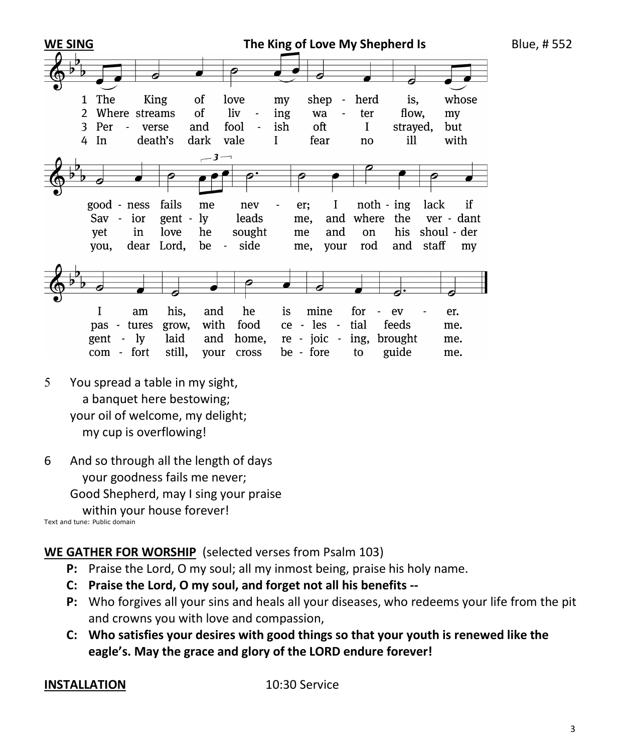**WE SING** **The King of Love My Shepherd Is** Blue, # 552

1 The King of love my shepherd is, whose goodness fails me never; I nothing lack if I am his, and he is mine forever.

2 Where streams of living water flow, my Savior gently leads me, and where the verdant pastures grow, with food celestial feeds me.

3 Perverse and foolish oft I strayed, but yet in love he sought me and on his shoulder gently laid and home, rejoicing, brought me.

4 In death's dark vale I fear no ill with you, dear Lord, beside me, your rod and staff my comfort still, your cross before to guide me.

5 You spread a table in my sight,
 a banquet here bestowing;
 your oil of welcome, my delight;
 my cup is overflowing!

6 And so through all the length of days
 your goodness fails me never;
 Good Shepherd, may I sing your praise
 within your house forever!

Text and tune: Public domain

**WE GATHER FOR WORSHIP** (selected verses from Psalm 103)

**P:** Praise the Lord, O my soul; all my inmost being, praise his holy name.

**C: Praise the Lord, O my soul, and forget not all his benefits --**

**P:** Who forgives all your sins and heals all your diseases, who redeems your life from the pit and crowns you with love and compassion,

**C: Who satisfies your desires with good things so that your youth is renewed like the eagle's. May the grace and glory of the LORD endure forever!**

**INSTALLATION** 10:30 Service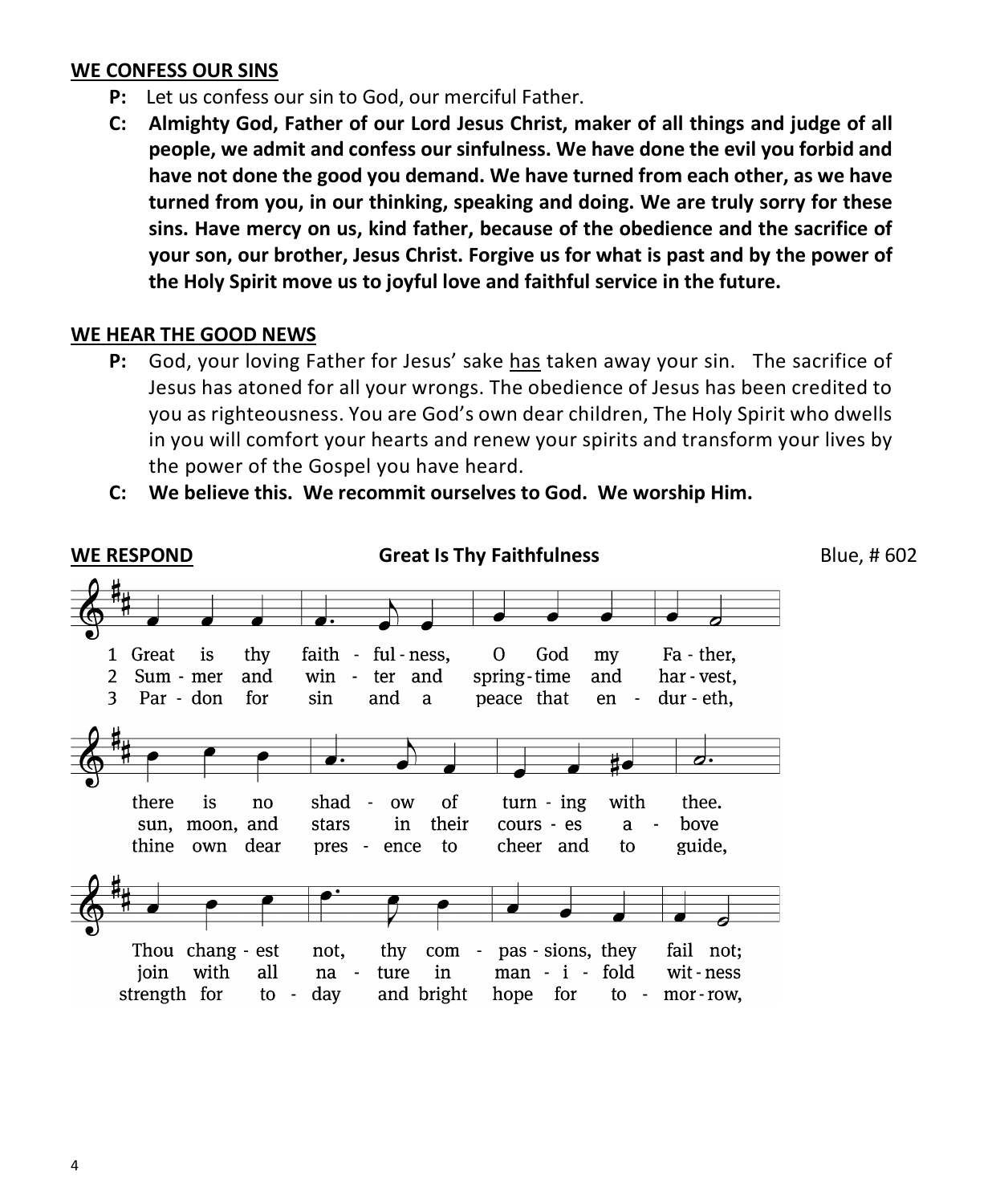## WE CONFESS OUR SINS

**P:** Let us confess our sin to God, our merciful Father.

**C: Almighty God, Father of our Lord Jesus Christ, maker of all things and judge of all people, we admit and confess our sinfulness. We have done the evil you forbid and have not done the good you demand. We have turned from each other, as we have turned from you, in our thinking, speaking and doing. We are truly sorry for these sins. Have mercy on us, kind father, because of the obedience and the sacrifice of your son, our brother, Jesus Christ. Forgive us for what is past and by the power of the Holy Spirit move us to joyful love and faithful service in the future.**

## WE HEAR THE GOOD NEWS

**P:** God, your loving Father for Jesus' sake <u>has</u> taken away your sin. The sacrifice of Jesus has atoned for all your wrongs. The obedience of Jesus has been credited to you as righteousness. You are God's own dear children, The Holy Spirit who dwells in you will comfort your hearts and renew your spirits and transform your lives by the power of the Gospel you have heard.

**C: We believe this. We recommit ourselves to God. We worship Him.**

## WE RESPOND — Great Is Thy Faithfulness — Blue, # 602

1 Great is thy faith - ful - ness, O God my Fa - ther,
there is no shad - ow of turn - ing with thee.
Thou chang - est not, thy com - pas - sions, they fail not;

2 Sum - mer and win - ter and spring - time and har - vest,
sun, moon, and stars in their cours - es a - bove
join with all na - ture in man - i - fold wit - ness

3 Par - don for sin and a peace that en - dur - eth,
thine own dear pres - ence to cheer and to guide,
strength for to - day and bright hope for to - mor - row,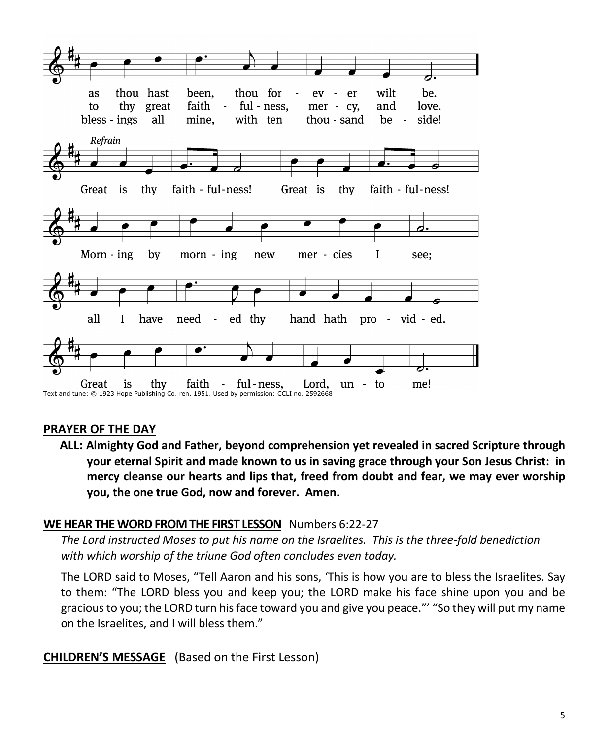as thou hast been, thou for - ev - er wilt be.
to thy great faith - ful - ness, mer - cy, and love.
bless - ings all mine, with ten thou - sand be - side!

*Refrain*

Great is thy faith - ful - ness! Great is thy faith - ful - ness!

Morn - ing by morn - ing new mer - cies I see;

all I have need - ed thy hand hath pro - vid - ed.

Great is thy faith - ful - ness, Lord, un - to me!

Text and tune: © 1923 Hope Publishing Co. ren. 1951. Used by permission: CCLI no. 2592668

**PRAYER OF THE DAY**

**ALL: Almighty God and Father, beyond comprehension yet revealed in sacred Scripture through your eternal Spirit and made known to us in saving grace through your Son Jesus Christ: in mercy cleanse our hearts and lips that, freed from doubt and fear, we may ever worship you, the one true God, now and forever. Amen.**

**WE HEAR THE WORD FROM THE FIRST LESSON** Numbers 6:22-27

*The Lord instructed Moses to put his name on the Israelites. This is the three-fold benediction with which worship of the triune God often concludes even today.*

The LORD said to Moses, "Tell Aaron and his sons, 'This is how you are to bless the Israelites. Say to them: "The LORD bless you and keep you; the LORD make his face shine upon you and be gracious to you; the LORD turn his face toward you and give you peace."' "So they will put my name on the Israelites, and I will bless them."

**CHILDREN'S MESSAGE** (Based on the First Lesson)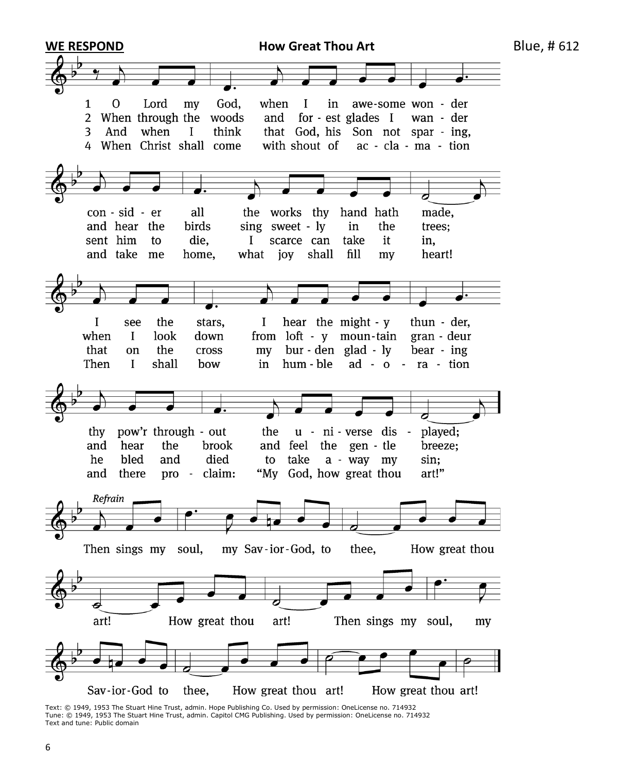**WE RESPOND** **How Great Thou Art** Blue, # 612

1 O Lord my God, when I in awe-some won - der
con - sid - er all the works thy hand hath made,
I see the stars, I hear the might - y thun - der,
thy pow'r through - out the u - ni - verse dis - played;

2 When through the woods and for - est glades I wan - der
and hear the birds sing sweet - ly in the trees;
when I look down from loft - y moun-tain gran - deur
and hear the brook and feel the gen - tle breeze;

3 And when I think that God, his Son not spar - ing,
sent him to die, I scarce can take it in,
that on the cross my bur - den glad - ly bear - ing
he bled and died to take a - way my sin;

4 When Christ shall come with shout of ac - cla - ma - tion
and take me home, what joy shall fill my heart!
Then I shall bow in hum - ble ad - o - ra - tion
and there pro - claim: "My God, how great thou art!"

*Refrain*
Then sings my soul, my Sav-ior-God, to thee, How great thou art! How great thou art!
Then sings my soul, my Sav-ior-God to thee, How great thou art! How great thou art!

Text: © 1949, 1953 The Stuart Hine Trust, admin. Hope Publishing Co. Used by permission: OneLicense no. 714932
Tune: © 1949, 1953 The Stuart Hine Trust, admin. Capitol CMG Publishing. Used by permission: OneLicense no. 714932
Text and tune: Public domain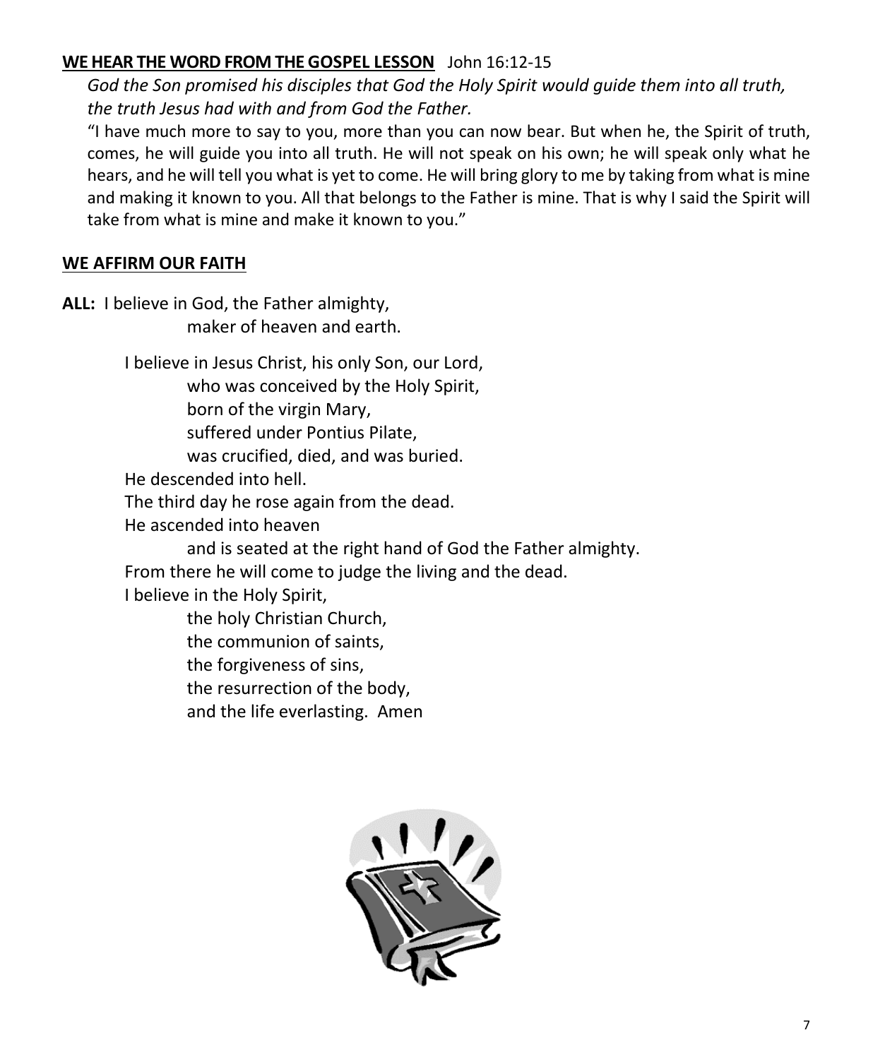**WE HEAR THE WORD FROM THE GOSPEL LESSON** John 16:12-15

*God the Son promised his disciples that God the Holy Spirit would guide them into all truth, the truth Jesus had with and from God the Father.*

"I have much more to say to you, more than you can now bear. But when he, the Spirit of truth, comes, he will guide you into all truth. He will not speak on his own; he will speak only what he hears, and he will tell you what is yet to come. He will bring glory to me by taking from what is mine and making it known to you. All that belongs to the Father is mine. That is why I said the Spirit will take from what is mine and make it known to you."

**WE AFFIRM OUR FAITH**

**ALL:** I believe in God, the Father almighty,
maker of heaven and earth.

I believe in Jesus Christ, his only Son, our Lord,
who was conceived by the Holy Spirit,
born of the virgin Mary,
suffered under Pontius Pilate,
was crucified, died, and was buried.
He descended into hell.
The third day he rose again from the dead.
He ascended into heaven
and is seated at the right hand of God the Father almighty.
From there he will come to judge the living and the dead.
I believe in the Holy Spirit,
the holy Christian Church,
the communion of saints,
the forgiveness of sins,
the resurrection of the body,
and the life everlasting. Amen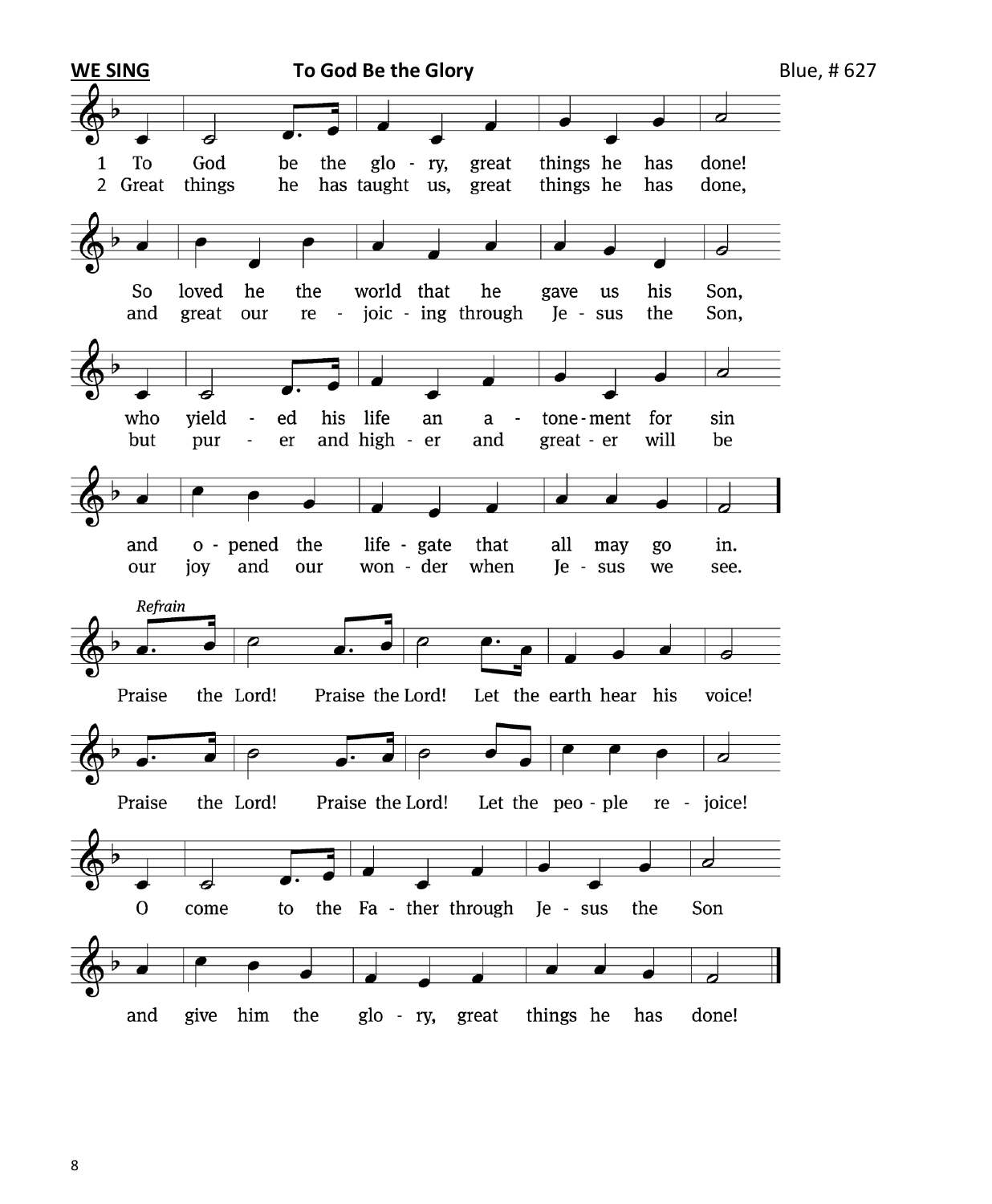**WE SING** **To God Be the Glory** Blue, # 627

1 To God be the glory, great things he has done!
So loved he the world that he gave us his Son,
who yielded his life an atonement for sin
and opened the life-gate that all may go in.

2 Great things he has taught us, great things he has done,
and great our rejoicing through Jesus the Son,
but purer and higher and greater will be
our joy and our wonder when Jesus we see.

*Refrain*

Praise the Lord! Praise the Lord! Let the earth hear his voice!
Praise the Lord! Praise the Lord! Let the people rejoice!
O come to the Father through Jesus the Son
and give him the glory, great things he has done!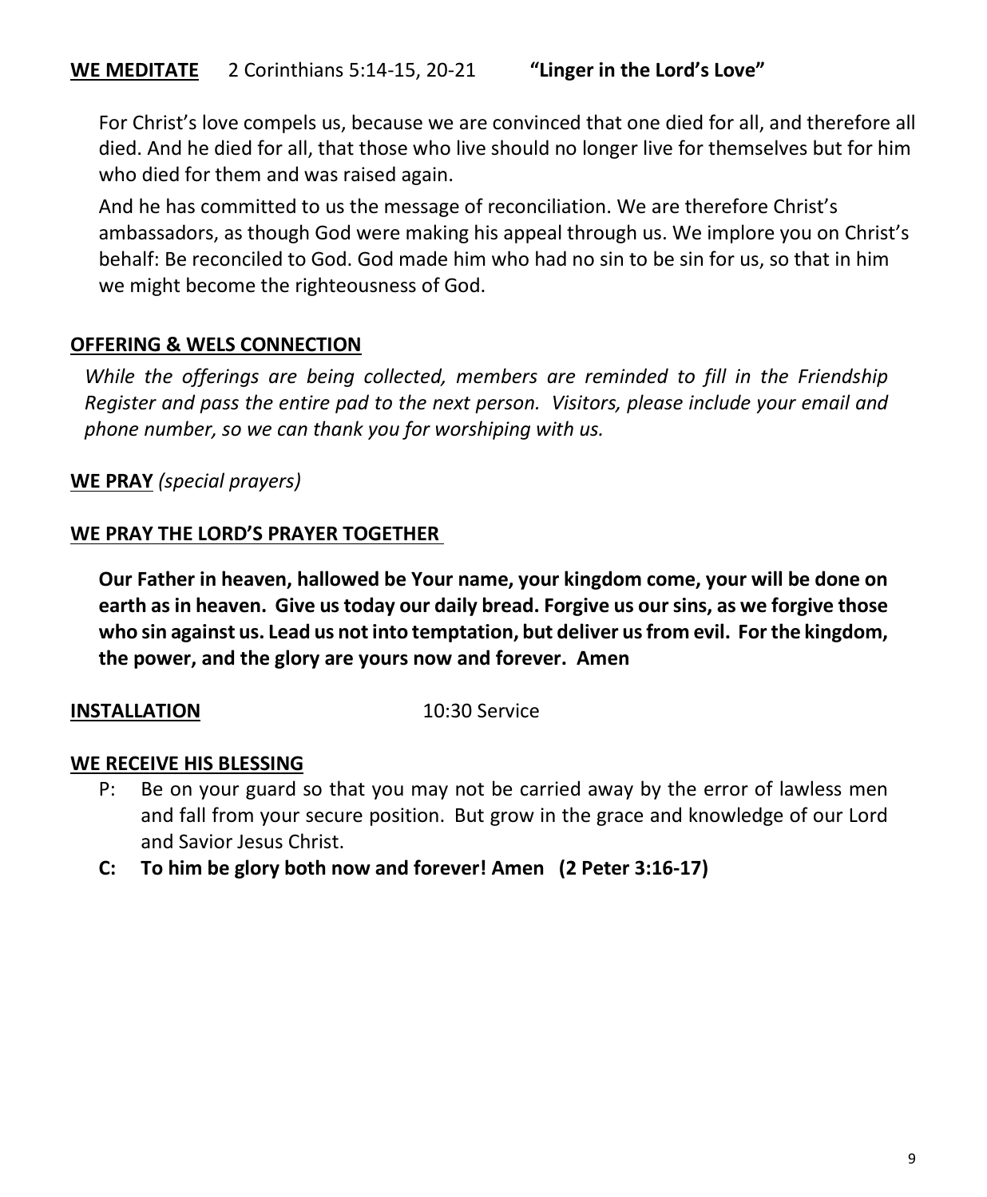**WE MEDITATE** 2 Corinthians 5:14-15, 20-21 **"Linger in the Lord's Love"**

For Christ's love compels us, because we are convinced that one died for all, and therefore all died. And he died for all, that those who live should no longer live for themselves but for him who died for them and was raised again.

And he has committed to us the message of reconciliation. We are therefore Christ's ambassadors, as though God were making his appeal through us. We implore you on Christ's behalf: Be reconciled to God. God made him who had no sin to be sin for us, so that in him we might become the righteousness of God.

**OFFERING & WELS CONNECTION**

*While the offerings are being collected, members are reminded to fill in the Friendship Register and pass the entire pad to the next person. Visitors, please include your email and phone number, so we can thank you for worshiping with us.*

**WE PRAY** *(special prayers)*

**WE PRAY THE LORD'S PRAYER TOGETHER**

**Our Father in heaven, hallowed be Your name, your kingdom come, your will be done on earth as in heaven. Give us today our daily bread. Forgive us our sins, as we forgive those who sin against us. Lead us not into temptation, but deliver us from evil. For the kingdom, the power, and the glory are yours now and forever. Amen**

**INSTALLATION** 10:30 Service

**WE RECEIVE HIS BLESSING**

P: Be on your guard so that you may not be carried away by the error of lawless men and fall from your secure position. But grow in the grace and knowledge of our Lord and Savior Jesus Christ.

**C: To him be glory both now and forever! Amen (2 Peter 3:16-17)**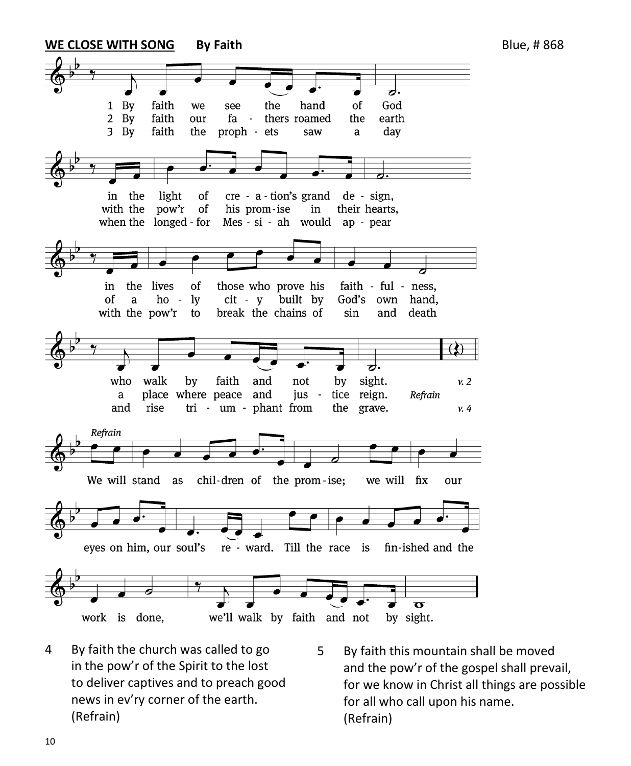**WE CLOSE WITH SONG** **By Faith** Blue, # 868

1 By faith we see the hand of God
in the light of creation's grand design,
in the lives of those who prove his faithfulness,
who walk by faith and not by sight. *v. 2*

2 By faith our fathers roamed the earth
with the pow'r of his promise in their hearts,
of a holy city built by God's own hand,
a place where peace and justice reign. *Refrain*

3 By faith the prophets saw a day
when the longed-for Messiah would appear
with the pow'r to break the chains of sin and death
and rise triumphant from the grave. *v. 4*

*Refrain*
We will stand as children of the promise;
we will fix our eyes on him, our soul's reward.
Till the race is finished and the work is done,
we'll walk by faith and not by sight.

4 By faith the church was called to go
in the pow'r of the Spirit to the lost
to deliver captives and to preach good
news in ev'ry corner of the earth.
(Refrain)

5 By faith this mountain shall be moved
and the pow'r of the gospel shall prevail,
for we know in Christ all things are possible
for all who call upon his name.
(Refrain)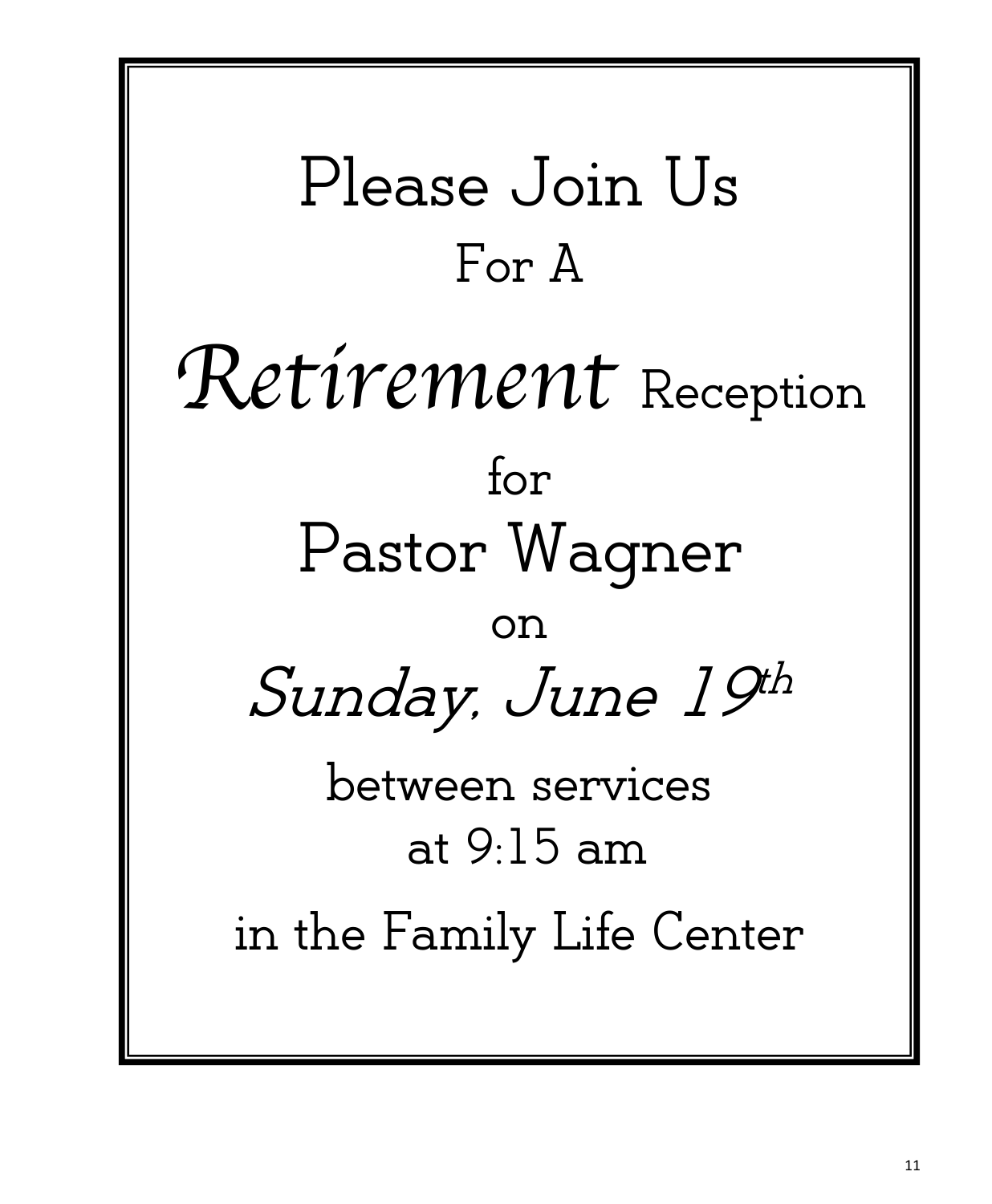# Please Join Us

For A

*Retirement* Reception

for

## Pastor Wagner

on

*Sunday, June 19th*

between services

at 9:15 am

in the Family Life Center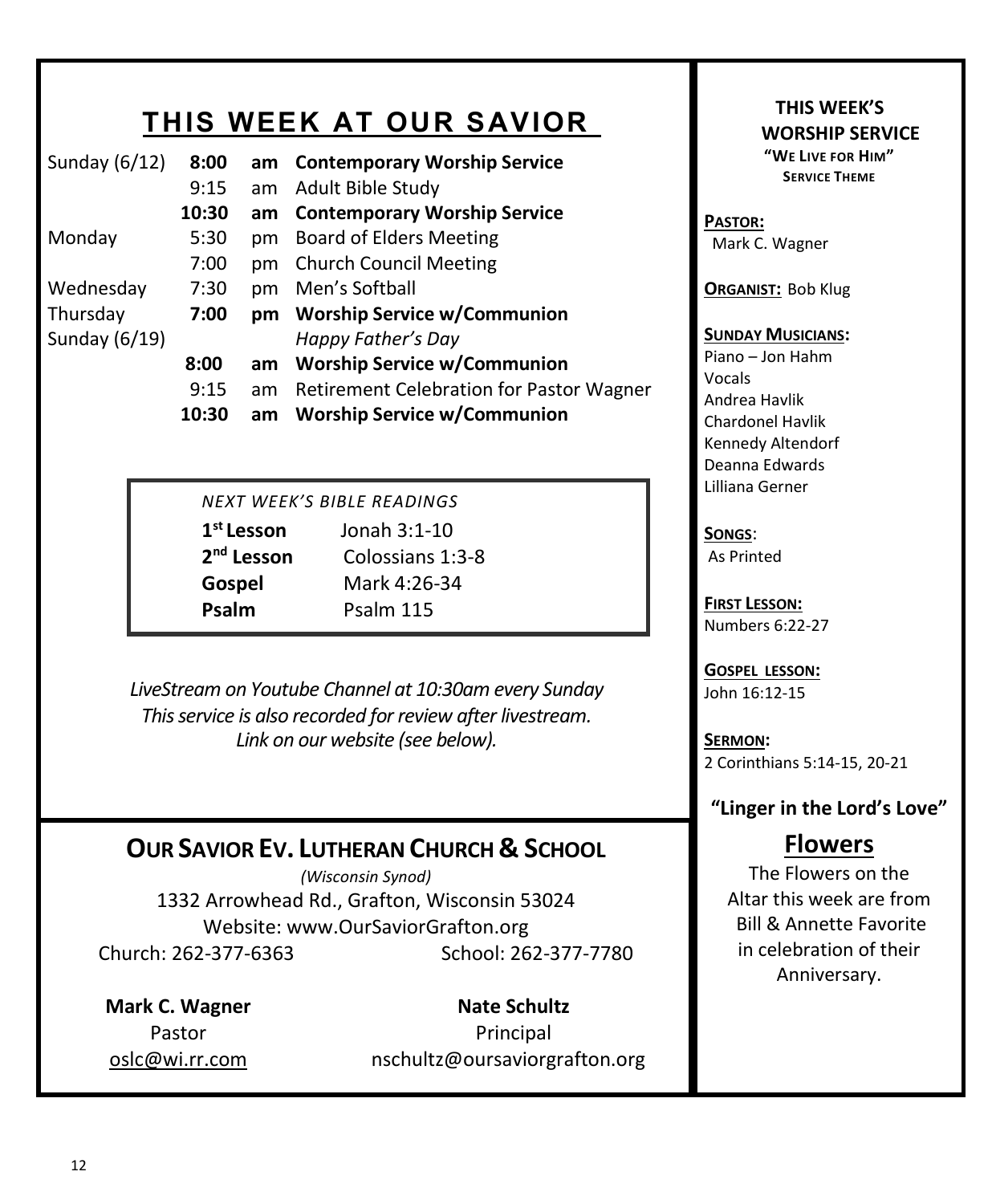# THIS WEEK AT OUR SAVIOR

| | | | |
|---|---|---|---|
| Sunday (6/12) | **8:00** | **am** | **Contemporary Worship Service** |
| | 9:15 | am | Adult Bible Study |
| | **10:30** | **am** | **Contemporary Worship Service** |
| Monday | 5:30 | pm | Board of Elders Meeting |
| | 7:00 | pm | Church Council Meeting |
| Wednesday | 7:30 | pm | Men's Softball |
| Thursday | **7:00** | **pm** | **Worship Service w/Communion** |
| Sunday (6/19) | | | *Happy Father's Day* |
| | **8:00** | **am** | **Worship Service w/Communion** |
| | 9:15 | am | Retirement Celebration for Pastor Wagner |
| | **10:30** | **am** | **Worship Service w/Communion** |

*NEXT WEEK'S BIBLE READINGS*

| | |
|---|---|
| **1st Lesson** | Jonah 3:1-10 |
| **2nd Lesson** | Colossians 1:3-8 |
| **Gospel** | Mark 4:26-34 |
| **Psalm** | Psalm 115 |

*LiveStream on Youtube Channel at 10:30am every Sunday*
*This service is also recorded for review after livestream.*
*Link on our website (see below).*

## OUR SAVIOR EV. LUTHERAN CHURCH & SCHOOL

*(Wisconsin Synod)*

1332 Arrowhead Rd., Grafton, Wisconsin 53024

Website: www.OurSaviorGrafton.org

Church: 262-377-6363 School: 262-377-7780

**Mark C. Wagner**
Pastor
oslc@wi.rr.com

**Nate Schultz**
Principal
nschultz@oursaviorgrafton.org

### THIS WEEK'S WORSHIP SERVICE

**"WE LIVE FOR HIM"**
**SERVICE THEME**

**PASTOR:**
Mark C. Wagner

**ORGANIST:** Bob Klug

**SUNDAY MUSICIANS:**
Piano – Jon Hahm
Vocals
Andrea Havlik
Chardonel Havlik
Kennedy Altendorf
Deanna Edwards
Lilliana Gerner

**SONGS**:
As Printed

**FIRST LESSON:**
Numbers 6:22-27

**GOSPEL LESSON:**
John 16:12-15

**SERMON:**
2 Corinthians 5:14-15, 20-21

**"Linger in the Lord's Love"**

## Flowers

The Flowers on the Altar this week are from Bill & Annette Favorite in celebration of their Anniversary.